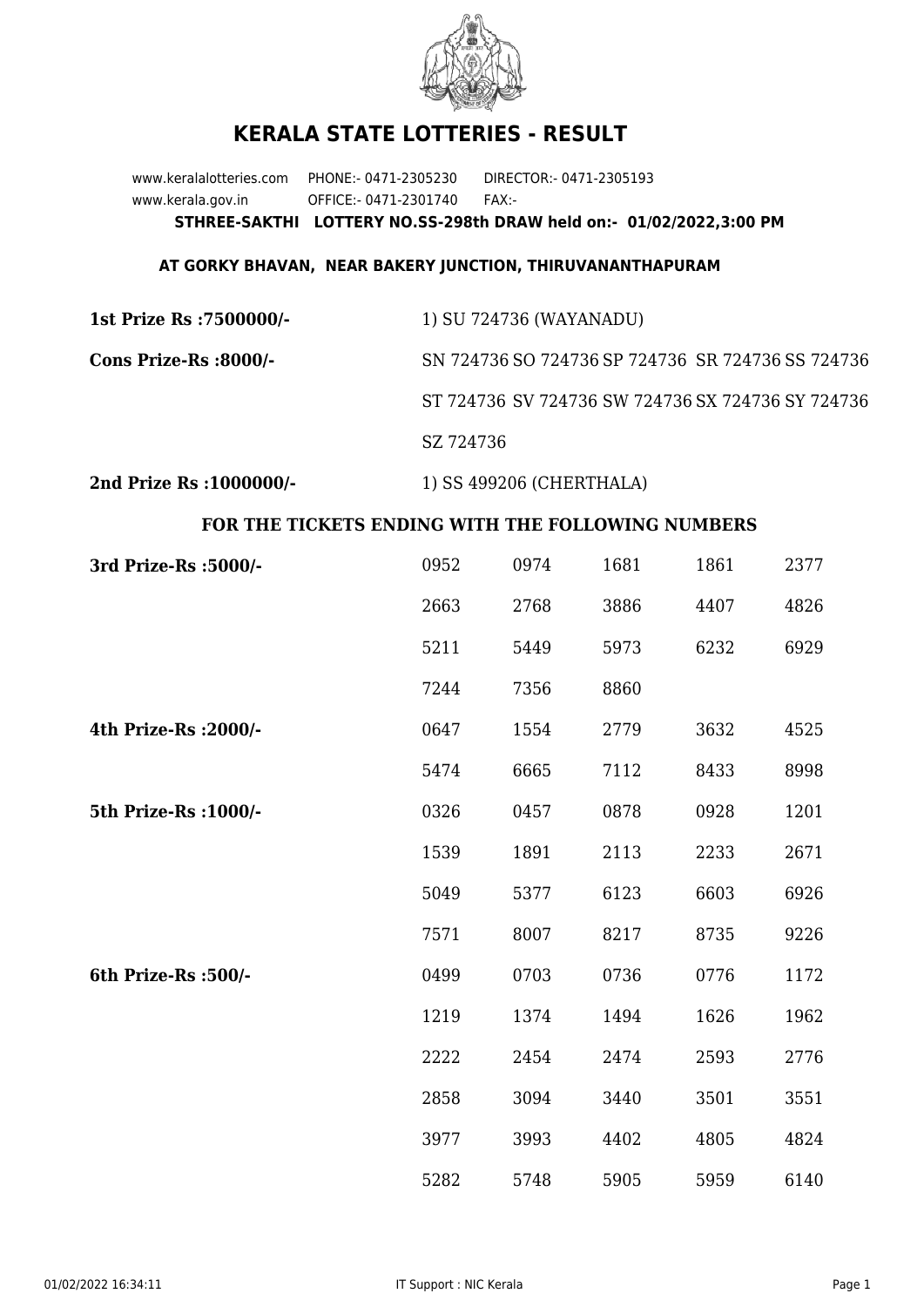# KERALA STATE LOTTERIES - RESULT

www.keralalotteries.com PHONE:- 0471-2305230 DIRECTOR:- 0471-2305193

www.kerala.gov.in OFFICE:- 0471-2301740 FAX:-

**STHREE-SAKTHI LOTTERY NO.SS-298th DRAW held on:- 01/02/2022,3:00 PM**

**AT GORKY BHAVAN, NEAR BAKERY JUNCTION, THIRUVANANTHAPURAM**

**1st Prize Rs :7500000/-** 1) SU 724736 (WAYANADU)

**Cons Prize-Rs :8000/-** SN 724736 SO 724736 SP 724736 SR 724736 SS 724736 ST 724736 SV 724736 SW 724736 SX 724736 SY 724736 SZ 724736

**2nd Prize Rs :1000000/-** 1) SS 499206 (CHERTHALA)

## FOR THE TICKETS ENDING WITH THE FOLLOWING NUMBERS

| Prize | | | | | |
|---|---|---|---|---|---|
| **3rd Prize-Rs :5000/-** | 0952 | 0974 | 1681 | 1861 | 2377 |
| | 2663 | 2768 | 3886 | 4407 | 4826 |
| | 5211 | 5449 | 5973 | 6232 | 6929 |
| | 7244 | 7356 | 8860 | | |
| **4th Prize-Rs :2000/-** | 0647 | 1554 | 2779 | 3632 | 4525 |
| | 5474 | 6665 | 7112 | 8433 | 8998 |
| **5th Prize-Rs :1000/-** | 0326 | 0457 | 0878 | 0928 | 1201 |
| | 1539 | 1891 | 2113 | 2233 | 2671 |
| | 5049 | 5377 | 6123 | 6603 | 6926 |
| | 7571 | 8007 | 8217 | 8735 | 9226 |
| **6th Prize-Rs :500/-** | 0499 | 0703 | 0736 | 0776 | 1172 |
| | 1219 | 1374 | 1494 | 1626 | 1962 |
| | 2222 | 2454 | 2474 | 2593 | 2776 |
| | 2858 | 3094 | 3440 | 3501 | 3551 |
| | 3977 | 3993 | 4402 | 4805 | 4824 |
| | 5282 | 5748 | 5905 | 5959 | 6140 |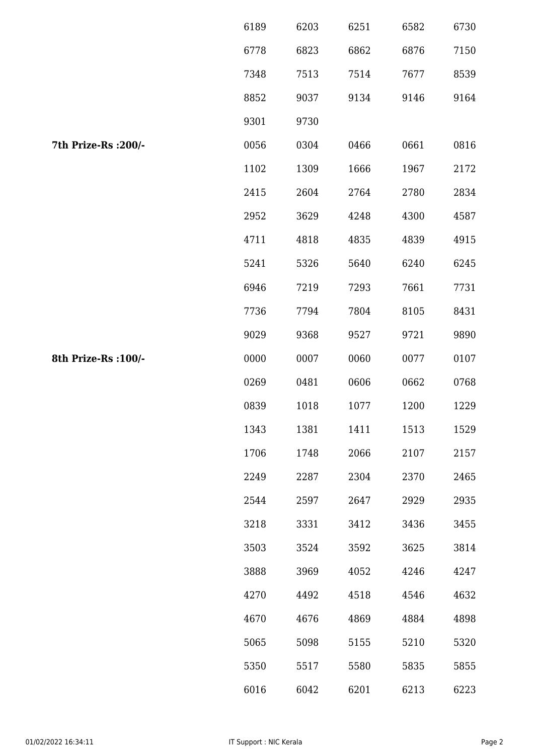| | | | | | |
|---|---|---|---|---|---|
| | 6189 | 6203 | 6251 | 6582 | 6730 |
| | 6778 | 6823 | 6862 | 6876 | 7150 |
| | 7348 | 7513 | 7514 | 7677 | 8539 |
| | 8852 | 9037 | 9134 | 9146 | 9164 |
| | 9301 | 9730 | | | |
| **7th Prize-Rs :200/-** | 0056 | 0304 | 0466 | 0661 | 0816 |
| | 1102 | 1309 | 1666 | 1967 | 2172 |
| | 2415 | 2604 | 2764 | 2780 | 2834 |
| | 2952 | 3629 | 4248 | 4300 | 4587 |
| | 4711 | 4818 | 4835 | 4839 | 4915 |
| | 5241 | 5326 | 5640 | 6240 | 6245 |
| | 6946 | 7219 | 7293 | 7661 | 7731 |
| | 7736 | 7794 | 7804 | 8105 | 8431 |
| | 9029 | 9368 | 9527 | 9721 | 9890 |
| **8th Prize-Rs :100/-** | 0000 | 0007 | 0060 | 0077 | 0107 |
| | 0269 | 0481 | 0606 | 0662 | 0768 |
| | 0839 | 1018 | 1077 | 1200 | 1229 |
| | 1343 | 1381 | 1411 | 1513 | 1529 |
| | 1706 | 1748 | 2066 | 2107 | 2157 |
| | 2249 | 2287 | 2304 | 2370 | 2465 |
| | 2544 | 2597 | 2647 | 2929 | 2935 |
| | 3218 | 3331 | 3412 | 3436 | 3455 |
| | 3503 | 3524 | 3592 | 3625 | 3814 |
| | 3888 | 3969 | 4052 | 4246 | 4247 |
| | 4270 | 4492 | 4518 | 4546 | 4632 |
| | 4670 | 4676 | 4869 | 4884 | 4898 |
| | 5065 | 5098 | 5155 | 5210 | 5320 |
| | 5350 | 5517 | 5580 | 5835 | 5855 |
| | 6016 | 6042 | 6201 | 6213 | 6223 |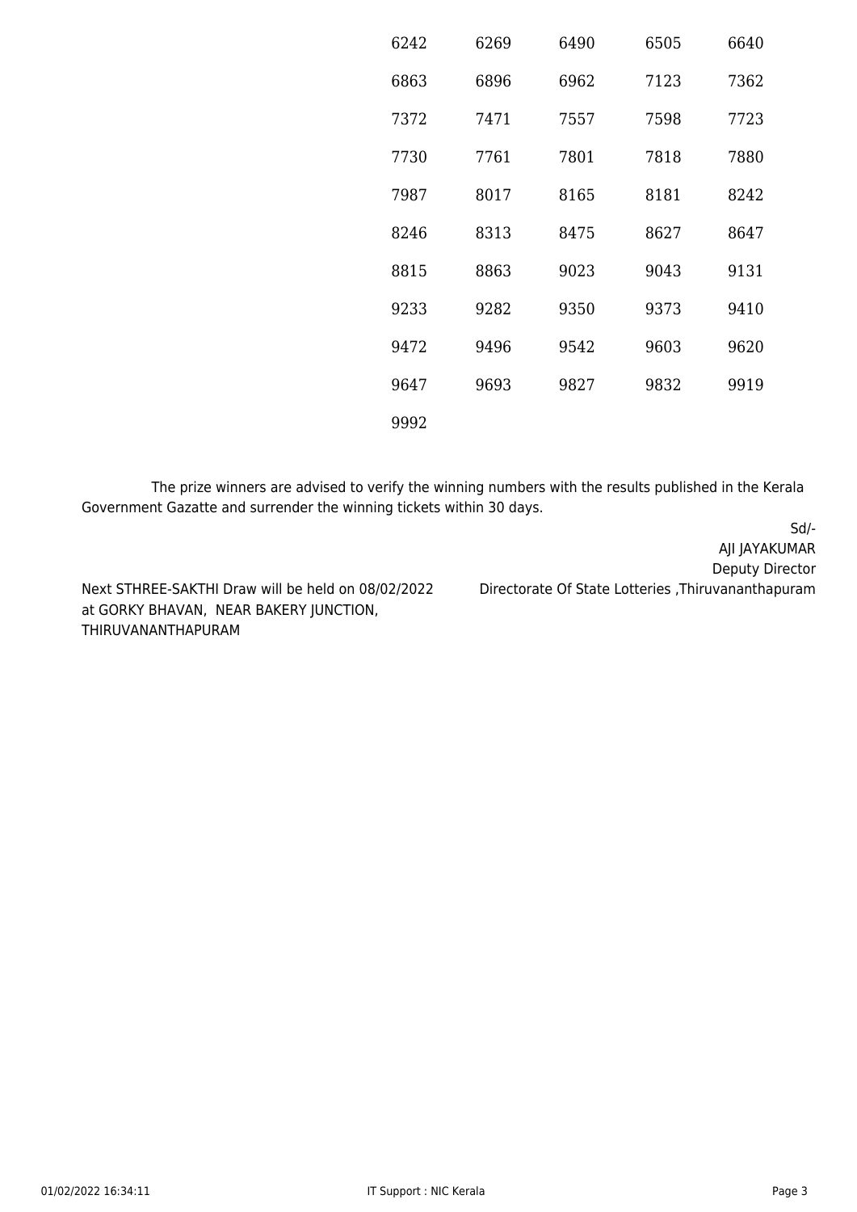| | | | | |
|---|---|---|---|---|
| 6242 | 6269 | 6490 | 6505 | 6640 |
| 6863 | 6896 | 6962 | 7123 | 7362 |
| 7372 | 7471 | 7557 | 7598 | 7723 |
| 7730 | 7761 | 7801 | 7818 | 7880 |
| 7987 | 8017 | 8165 | 8181 | 8242 |
| 8246 | 8313 | 8475 | 8627 | 8647 |
| 8815 | 8863 | 9023 | 9043 | 9131 |
| 9233 | 9282 | 9350 | 9373 | 9410 |
| 9472 | 9496 | 9542 | 9603 | 9620 |
| 9647 | 9693 | 9827 | 9832 | 9919 |
| 9992 | | | | |

The prize winners are advised to verify the winning numbers with the results published in the Kerala Government Gazatte and surrender the winning tickets within 30 days.

Sd/-
AJI JAYAKUMAR
Deputy Director
Directorate Of State Lotteries ,Thiruvananthapuram

Next STHREE-SAKTHI Draw will be held on 08/02/2022 at GORKY BHAVAN, NEAR BAKERY JUNCTION, THIRUVANANTHAPURAM

01/02/2022 16:34:11 IT Support : NIC Kerala